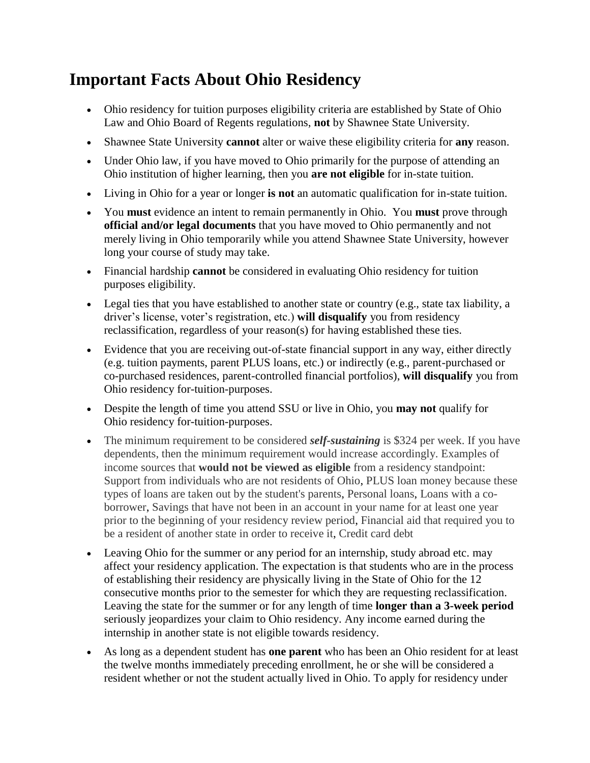# Important Facts About Ohio Residency

- Ohio residency for tuition purposes eligibility criteria are established by State of Ohio Law and Ohio Board of Regents regulations, **not** by Shawnee State University.
- Shawnee State University **cannot** alter or waive these eligibility criteria for **any** reason.
- Under Ohio law, if you have moved to Ohio primarily for the purpose of attending an Ohio institution of higher learning, then you **are not eligible** for in-state tuition.
- Living in Ohio for a year or longer **is not** an automatic qualification for in-state tuition.
- You **must** evidence an intent to remain permanently in Ohio. You **must** prove through **official and/or legal documents** that you have moved to Ohio permanently and not merely living in Ohio temporarily while you attend Shawnee State University, however long your course of study may take.
- Financial hardship **cannot** be considered in evaluating Ohio residency for tuition purposes eligibility.
- Legal ties that you have established to another state or country (e.g., state tax liability, a driver's license, voter's registration, etc.) **will disqualify** you from residency reclassification, regardless of your reason(s) for having established these ties.
- Evidence that you are receiving out-of-state financial support in any way, either directly (e.g. tuition payments, parent PLUS loans, etc.) or indirectly (e.g., parent-purchased or co-purchased residences, parent-controlled financial portfolios), **will disqualify** you from Ohio residency for-tuition-purposes.
- Despite the length of time you attend SSU or live in Ohio, you **may not** qualify for Ohio residency for-tuition-purposes.
- The minimum requirement to be considered ***self-sustaining*** is $324 per week. If you have dependents, then the minimum requirement would increase accordingly. Examples of income sources that **would not be viewed as eligible** from a residency standpoint: Support from individuals who are not residents of Ohio, PLUS loan money because these types of loans are taken out by the student's parents, Personal loans, Loans with a co-borrower, Savings that have not been in an account in your name for at least one year prior to the beginning of your residency review period, Financial aid that required you to be a resident of another state in order to receive it, Credit card debt
- Leaving Ohio for the summer or any period for an internship, study abroad etc. may affect your residency application. The expectation is that students who are in the process of establishing their residency are physically living in the State of Ohio for the 12 consecutive months prior to the semester for which they are requesting reclassification. Leaving the state for the summer or for any length of time **longer than a 3-week period** seriously jeopardizes your claim to Ohio residency. Any income earned during the internship in another state is not eligible towards residency.
- As long as a dependent student has **one parent** who has been an Ohio resident for at least the twelve months immediately preceding enrollment, he or she will be considered a resident whether or not the student actually lived in Ohio. To apply for residency under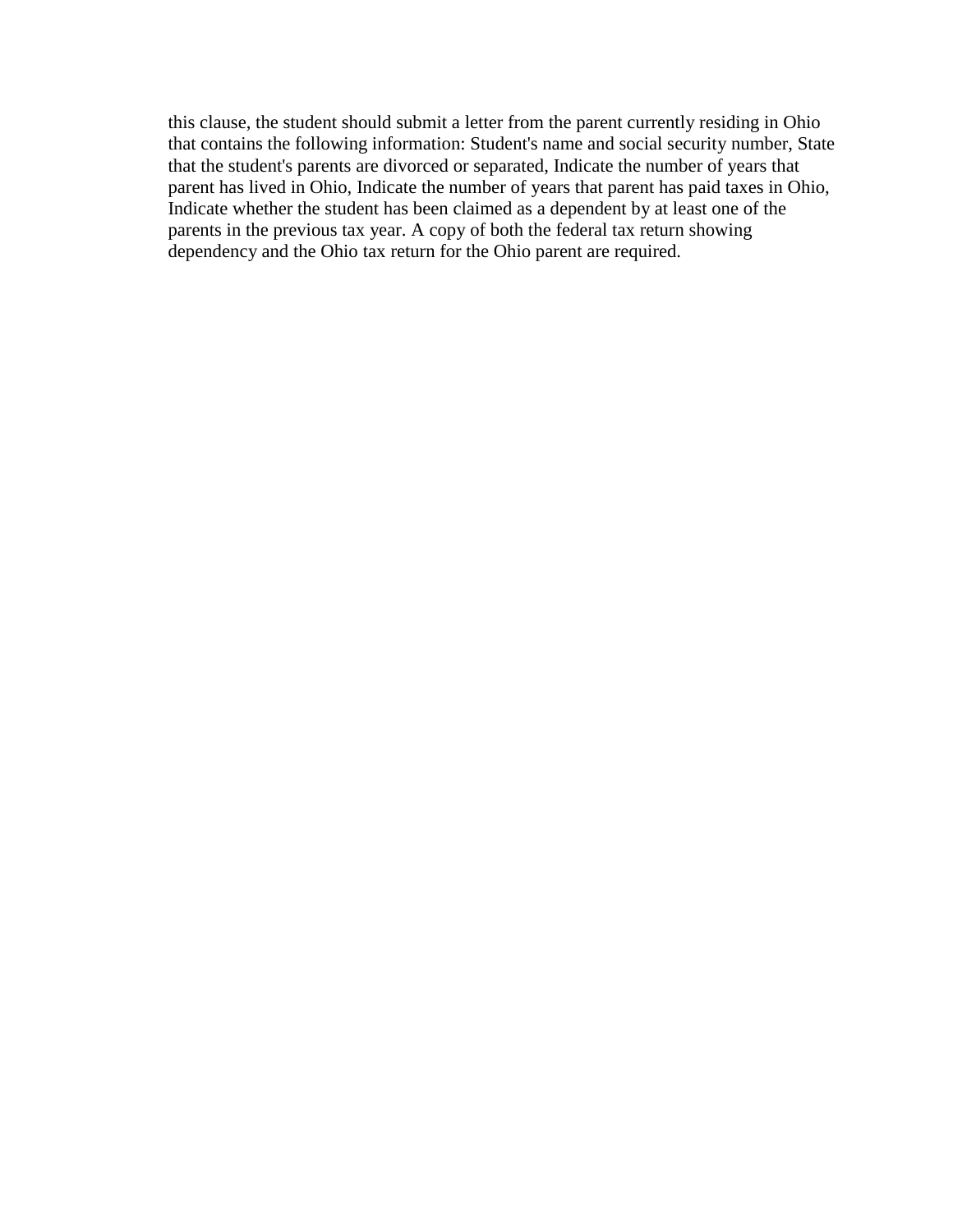this clause, the student should submit a letter from the parent currently residing in Ohio that contains the following information: Student's name and social security number, State that the student's parents are divorced or separated, Indicate the number of years that parent has lived in Ohio, Indicate the number of years that parent has paid taxes in Ohio, Indicate whether the student has been claimed as a dependent by at least one of the parents in the previous tax year. A copy of both the federal tax return showing dependency and the Ohio tax return for the Ohio parent are required.